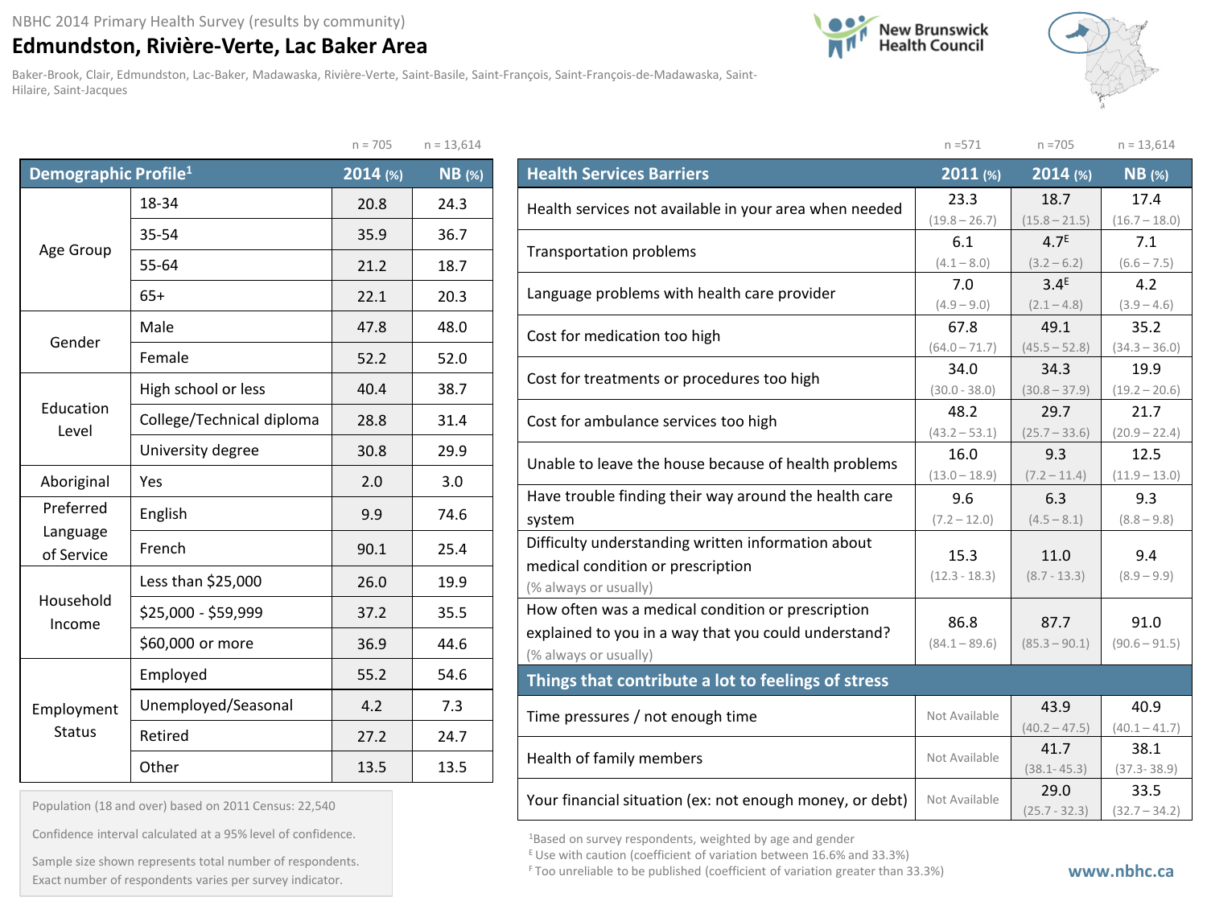NBHC 2014 Primary Health Survey (results by community)

# Edmundston, Rivière-Verte, Lac Baker Area

Baker-Brook, Clair, Edmundston, Lac-Baker, Madawaska, Rivière-Verte, Saint-Basile, Saint-François, Saint-François-de-Madawaska, Saint-Hilaire, Saint-Jacques

New Brunswick Health Council

| Demographic Profile[1] | | 2014 (%) n = 705 | NB (%) n = 13,614 |
|---|---|---|---|
| Age Group | 18-34 | 20.8 | 24.3 |
| | 35-54 | 35.9 | 36.7 |
| | 55-64 | 21.2 | 18.7 |
| | 65+ | 22.1 | 20.3 |
| Gender | Male | 47.8 | 48.0 |
| | Female | 52.2 | 52.0 |
| Education Level | High school or less | 40.4 | 38.7 |
| | College/Technical diploma | 28.8 | 31.4 |
| | University degree | 30.8 | 29.9 |
| Aboriginal | Yes | 2.0 | 3.0 |
| Preferred Language of Service | English | 9.9 | 74.6 |
| | French | 90.1 | 25.4 |
| Household Income | Less than $25,000 | 26.0 | 19.9 |
| | $25,000 - $59,999 | 37.2 | 35.5 |
| | $60,000 or more | 36.9 | 44.6 |
| Employment Status | Employed | 55.2 | 54.6 |
| | Unemployed/Seasonal | 4.2 | 7.3 |
| | Retired | 27.2 | 24.7 |
| | Other | 13.5 | 13.5 |

Population (18 and over) based on 2011 Census: 22,540

Confidence interval calculated at a 95% level of confidence.

Sample size shown represents total number of respondents. Exact number of respondents varies per survey indicator.

| Health Services Barriers | 2011 (%) n =571 | 2014 (%) n =705 | NB (%) n = 13,614 |
|---|---|---|---|
| Health services not available in your area when needed | 23.3 (19.8 – 26.7) | 18.7 (15.8 – 21.5) | 17.4 (16.7 – 18.0) |
| Transportation problems | 6.1 (4.1 – 8.0) | 4.7[E] (3.2 – 6.2) | 7.1 (6.6 – 7.5) |
| Language problems with health care provider | 7.0 (4.9 – 9.0) | 3.4[E] (2.1 – 4.8) | 4.2 (3.9 – 4.6) |
| Cost for medication too high | 67.8 (64.0 – 71.7) | 49.1 (45.5 – 52.8) | 35.2 (34.3 – 36.0) |
| Cost for treatments or procedures too high | 34.0 (30.0 - 38.0) | 34.3 (30.8 – 37.9) | 19.9 (19.2 – 20.6) |
| Cost for ambulance services too high | 48.2 (43.2 – 53.1) | 29.7 (25.7 – 33.6) | 21.7 (20.9 – 22.4) |
| Unable to leave the house because of health problems | 16.0 (13.0 – 18.9) | 9.3 (7.2 – 11.4) | 12.5 (11.9 – 13.0) |
| Have trouble finding their way around the health care system | 9.6 (7.2 – 12.0) | 6.3 (4.5 – 8.1) | 9.3 (8.8 – 9.8) |
| Difficulty understanding written information about medical condition or prescription (% always or usually) | 15.3 (12.3 - 18.3) | 11.0 (8.7 - 13.3) | 9.4 (8.9 – 9.9) |
| How often was a medical condition or prescription explained to you in a way that you could understand? (% always or usually) | 86.8 (84.1 – 89.6) | 87.7 (85.3 – 90.1) | 91.0 (90.6 – 91.5) |
| **Things that contribute a lot to feelings of stress** | | | |
| Time pressures / not enough time | Not Available | 43.9 (40.2 – 47.5) | 40.9 (40.1 – 41.7) |
| Health of family members | Not Available | 41.7 (38.1- 45.3) | 38.1 (37.3- 38.9) |
| Your financial situation (ex: not enough money, or debt) | Not Available | 29.0 (25.7 - 32.3) | 33.5 (32.7 – 34.2) |

[1]Based on survey respondents, weighted by age and gender

[E] Use with caution (coefficient of variation between 16.6% and 33.3%)

[F] Too unreliable to be published (coefficient of variation greater than 33.3%)

www.nbhc.ca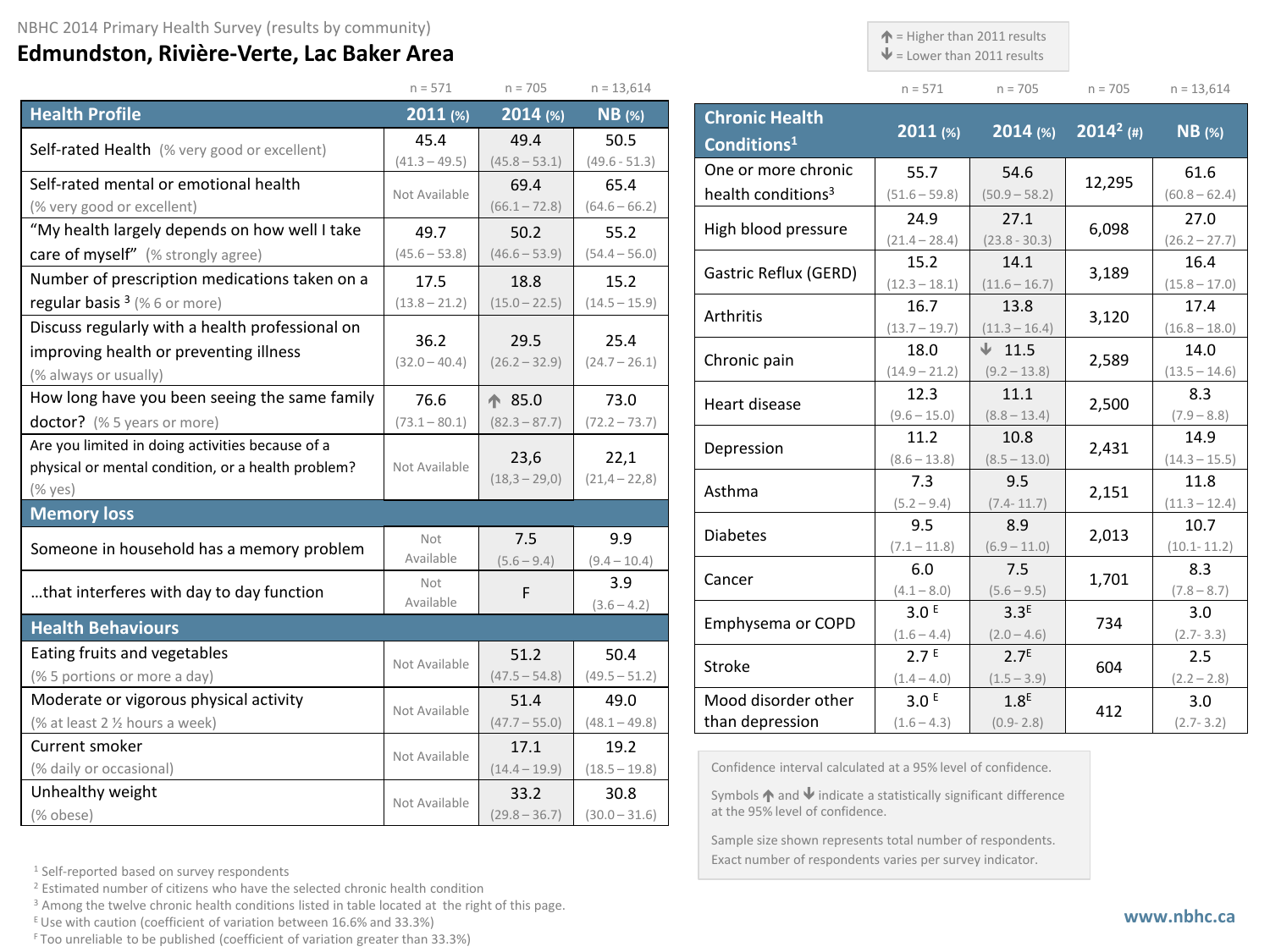NBHC 2014 Primary Health Survey (results by community)

# Edmundston, Rivière-Verte, Lac Baker Area

↑ = Higher than 2011 results
↓ = Lower than 2011 results

| Health Profile | 2011 (%) n = 571 | 2014 (%) n = 705 | NB (%) n = 13,614 |
|---|---|---|---|
| Self-rated Health (% very good or excellent) | 45.4 (41.3 – 49.5) | 49.4 (45.8 – 53.1) | 50.5 (49.6 - 51.3) |
| Self-rated mental or emotional health (% very good or excellent) | Not Available | 69.4 (66.1 – 72.8) | 65.4 (64.6 – 66.2) |
| "My health largely depends on how well I take care of myself" (% strongly agree) | 49.7 (45.6 – 53.8) | 50.2 (46.6 – 53.9) | 55.2 (54.4 – 56.0) |
| Number of prescription medications taken on a regular basis [3] (% 6 or more) | 17.5 (13.8 – 21.2) | 18.8 (15.0 – 22.5) | 15.2 (14.5 – 15.9) |
| Discuss regularly with a health professional on improving health or preventing illness (% always or usually) | 36.2 (32.0 – 40.4) | 29.5 (26.2 – 32.9) | 25.4 (24.7 – 26.1) |
| How long have you been seeing the same family doctor? (% 5 years or more) | 76.6 (73.1 – 80.1) | ↑ 85.0 (82.3 – 87.7) | 73.0 (72.2 – 73.7) |
| Are you limited in doing activities because of a physical or mental condition, or a health problem? (% yes) | Not Available | 23,6 (18,3 – 29,0) | 22,1 (21,4 – 22,8) |
| **Memory loss** | | | |
| Someone in household has a memory problem | Not Available | 7.5 (5.6 – 9.4) | 9.9 (9.4 – 10.4) |
| …that interferes with day to day function | Not Available | F | 3.9 (3.6 – 4.2) |
| **Health Behaviours** | | | |
| Eating fruits and vegetables (% 5 portions or more a day) | Not Available | 51.2 (47.5 – 54.8) | 50.4 (49.5 – 51.2) |
| Moderate or vigorous physical activity (% at least 2 ½ hours a week) | Not Available | 51.4 (47.7 – 55.0) | 49.0 (48.1 – 49.8) |
| Current smoker (% daily or occasional) | Not Available | 17.1 (14.4 – 19.9) | 19.2 (18.5 – 19.8) |
| Unhealthy weight (% obese) | Not Available | 33.2 (29.8 – 36.7) | 30.8 (30.0 – 31.6) |

| Chronic Health Conditions[1] | 2011 (%) n = 571 | 2014 (%) n = 705 | 2014[2] (#) n = 705 | NB (%) n = 13,614 |
|---|---|---|---|---|
| One or more chronic health conditions[3] | 55.7 (51.6 – 59.8) | 54.6 (50.9 – 58.2) | 12,295 | 61.6 (60.8 – 62.4) |
| High blood pressure | 24.9 (21.4 – 28.4) | 27.1 (23.8 - 30.3) | 6,098 | 27.0 (26.2 – 27.7) |
| Gastric Reflux (GERD) | 15.2 (12.3 – 18.1) | 14.1 (11.6 – 16.7) | 3,189 | 16.4 (15.8 – 17.0) |
| Arthritis | 16.7 (13.7 – 19.7) | 13.8 (11.3 – 16.4) | 3,120 | 17.4 (16.8 – 18.0) |
| Chronic pain | 18.0 (14.9 – 21.2) | ↓ 11.5 (9.2 – 13.8) | 2,589 | 14.0 (13.5 – 14.6) |
| Heart disease | 12.3 (9.6 – 15.0) | 11.1 (8.8 – 13.4) | 2,500 | 8.3 (7.9 – 8.8) |
| Depression | 11.2 (8.6 – 13.8) | 10.8 (8.5 – 13.0) | 2,431 | 14.9 (14.3 – 15.5) |
| Asthma | 7.3 (5.2 – 9.4) | 9.5 (7.4- 11.7) | 2,151 | 11.8 (11.3 – 12.4) |
| Diabetes | 9.5 (7.1 – 11.8) | 8.9 (6.9 – 11.0) | 2,013 | 10.7 (10.1- 11.2) |
| Cancer | 6.0 (4.1 – 8.0) | 7.5 (5.6 – 9.5) | 1,701 | 8.3 (7.8 – 8.7) |
| Emphysema or COPD | 3.0 [E] (1.6 – 4.4) | 3.3[E] (2.0 – 4.6) | 734 | 3.0 (2.7- 3.3) |
| Stroke | 2.7 [E] (1.4 – 4.0) | 2.7[E] (1.5 – 3.9) | 604 | 2.5 (2.2 – 2.8) |
| Mood disorder other than depression | 3.0 [E] (1.6 – 4.3) | 1.8[E] (0.9- 2.8) | 412 | 3.0 (2.7- 3.2) |

Confidence interval calculated at a 95% level of confidence.

Symbols ↑ and ↓ indicate a statistically significant difference at the 95% level of confidence.

Sample size shown represents total number of respondents. Exact number of respondents varies per survey indicator.

[1] Self-reported based on survey respondents
[2] Estimated number of citizens who have the selected chronic health condition
[3] Among the twelve chronic health conditions listed in table located at the right of this page.
[E] Use with caution (coefficient of variation between 16.6% and 33.3%)
[F] Too unreliable to be published (coefficient of variation greater than 33.3%)

www.nbhc.ca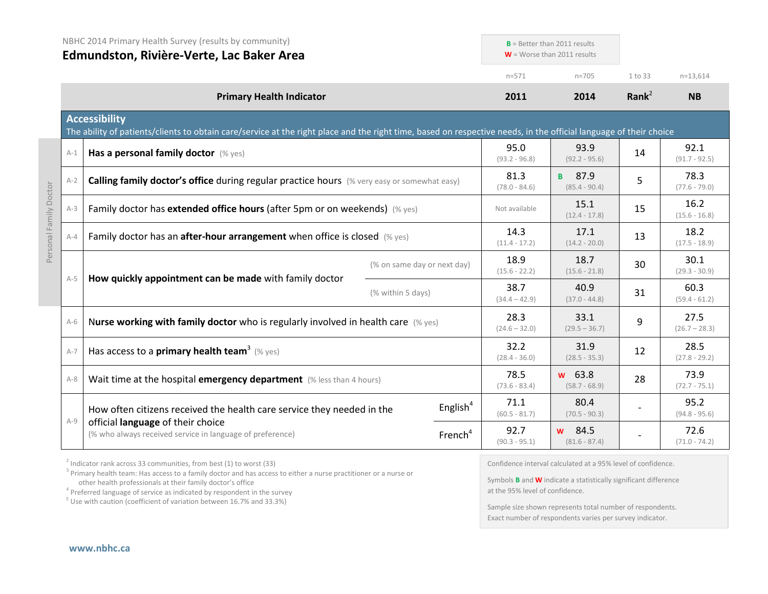NBHC 2014 Primary Health Survey (results by community)

# Edmundston, Rivière-Verte, Lac Baker Area

**B** = Better than 2011 results
**W** = Worse than 2011 results

| | Primary Health Indicator | | 2011 (n=571) | 2014 (n=705) | Rank[2] (1 to 33) | NB (n=13,614) |
|---|---|---|---|---|---|---|
| | **Accessibility** The ability of patients/clients to obtain care/service at the right place and the right time, based on respective needs, in the official language of their choice | | | | | |
| A-1 | **Has a personal family doctor** (% yes) | | 95.0 (93.2 - 96.8) | 93.9 (92.2 - 95.6) | 14 | 92.1 (91.7 - 92.5) |
| A-2 | **Calling family doctor's office** during regular practice hours (% very easy or somewhat easy) | | 81.3 (78.0 - 84.6) | B 87.9 (85.4 - 90.4) | 5 | 78.3 (77.6 - 79.0) |
| A-3 | Family doctor has **extended office hours** (after 5pm or on weekends) (% yes) | | Not available | 15.1 (12.4 - 17.8) | 15 | 16.2 (15.6 - 16.8) |
| A-4 | Family doctor has an **after-hour arrangement** when office is closed (% yes) | | 14.3 (11.4 - 17.2) | 17.1 (14.2 - 20.0) | 13 | 18.2 (17.5 - 18.9) |
| A-5 | **How quickly appointment can be made** with family doctor | (% on same day or next day) | 18.9 (15.6 - 22.2) | 18.7 (15.6 - 21.8) | 30 | 30.1 (29.3 - 30.9) |
| | | (% within 5 days) | 38.7 (34.4 – 42.9) | 40.9 (37.0 - 44.8) | 31 | 60.3 (59.4 - 61.2) |
| A-6 | **Nurse working with family doctor** who is regularly involved in health care (% yes) | | 28.3 (24.6 – 32.0) | 33.1 (29.5 – 36.7) | 9 | 27.5 (26.7 – 28.3) |
| A-7 | Has access to a **primary health team**[3] (% yes) | | 32.2 (28.4 - 36.0) | 31.9 (28.5 - 35.3) | 12 | 28.5 (27.8 - 29.2) |
| A-8 | Wait time at the hospital **emergency department** (% less than 4 hours) | | 78.5 (73.6 - 83.4) | W 63.8 (58.7 - 68.9) | 28 | 73.9 (72.7 - 75.1) |
| A-9 | How often citizens received the health care service they needed in the official **language** of their choice (% who always received service in language of preference) | English[4] | 71.1 (60.5 - 81.7) | 80.4 (70.5 - 90.3) | - | 95.2 (94.8 - 95.6) |
| | | French[4] | 92.7 (90.3 - 95.1) | W 84.5 (81.6 - 87.4) | - | 72.6 (71.0 - 74.2) |

Personal Family Doctor (A-1 to A-5)

[2] Indicator rank across 33 communities, from best (1) to worst (33)
[3] Primary health team: Has access to a family doctor and has access to either a nurse practitioner or a nurse or other health professionals at their family doctor's office
[4] Preferred language of service as indicated by respondent in the survey
[E] Use with caution (coefficient of variation between 16.7% and 33.3%)

Confidence interval calculated at a 95% level of confidence.

Symbols **B** and **W** indicate a statistically significant difference at the 95% level of confidence.

Sample size shown represents total number of respondents. Exact number of respondents varies per survey indicator.

www.nbhc.ca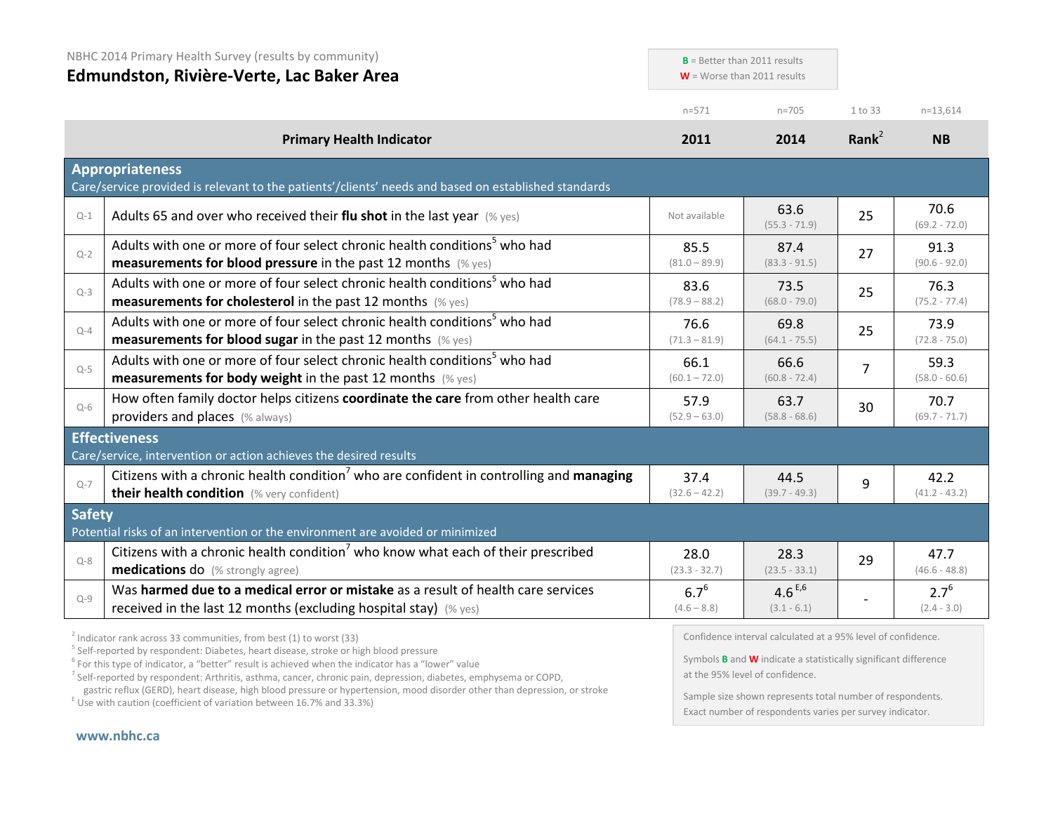NBHC 2014 Primary Health Survey (results by community)

# Edmundston, Rivière-Verte, Lac Baker Area

**B** = Better than 2011 results
**W** = Worse than 2011 results

| | Primary Health Indicator | 2011 (n=571) | 2014 (n=705) | Rank[2] (1 to 33) | NB (n=13,614) |
|---|---|---|---|---|---|
| **Appropriateness** — Care/service provided is relevant to the patients'/clients' needs and based on established standards | | | | | |
| Q-1 | Adults 65 and over who received their **flu shot** in the last year (% yes) | Not available | 63.6 (55.3 - 71.9) | 25 | 70.6 (69.2 - 72.0) |
| Q-2 | Adults with one or more of four select chronic health conditions[5] who had **measurements for blood pressure** in the past 12 months (% yes) | 85.5 (81.0 – 89.9) | 87.4 (83.3 - 91.5) | 27 | 91.3 (90.6 - 92.0) |
| Q-3 | Adults with one or more of four select chronic health conditions[5] who had **measurements for cholesterol** in the past 12 months (% yes) | 83.6 (78.9 – 88.2) | 73.5 (68.0 - 79.0) | 25 | 76.3 (75.2 - 77.4) |
| Q-4 | Adults with one or more of four select chronic health conditions[5] who had **measurements for blood sugar** in the past 12 months (% yes) | 76.6 (71.3 – 81.9) | 69.8 (64.1 - 75.5) | 25 | 73.9 (72.8 - 75.0) |
| Q-5 | Adults with one or more of four select chronic health conditions[5] who had **measurements for body weight** in the past 12 months (% yes) | 66.1 (60.1 – 72.0) | 66.6 (60.8 - 72.4) | 7 | 59.3 (58.0 - 60.6) |
| Q-6 | How often family doctor helps citizens **coordinate the care** from other health care providers and places (% always) | 57.9 (52.9 – 63.0) | 63.7 (58.8 - 68.6) | 30 | 70.7 (69.7 - 71.7) |
| **Effectiveness** — Care/service, intervention or action achieves the desired results | | | | | |
| Q-7 | Citizens with a chronic health condition[7] who are confident in controlling and **managing their health condition** (% very confident) | 37.4 (32.6 – 42.2) | 44.5 (39.7 - 49.3) | 9 | 42.2 (41.2 - 43.2) |
| **Safety** — Potential risks of an intervention or the environment are avoided or minimized | | | | | |
| Q-8 | Citizens with a chronic health condition[7] who know what each of their prescribed **medications** do (% strongly agree) | 28.0 (23.3 - 32.7) | 28.3 (23.5 - 33.1) | 29 | 47.7 (46.6 - 48.8) |
| Q-9 | Was **harmed due to a medical error or mistake** as a result of health care services received in the last 12 months (excluding hospital stay) (% yes) | 6.7[6] (4.6 – 8.8) | 4.6[E,6] (3.1 - 6.1) | - | 2.7[6] (2.4 - 3.0) |

[2] Indicator rank across 33 communities, from best (1) to worst (33)
[5] Self-reported by respondent: Diabetes, heart disease, stroke or high blood pressure
[6] For this type of indicator, a "better" result is achieved when the indicator has a "lower" value
[7] Self-reported by respondent: Arthritis, asthma, cancer, chronic pain, depression, diabetes, emphysema or COPD, gastric reflux (GERD), heart disease, high blood pressure or hypertension, mood disorder other than depression, or stroke
[E] Use with caution (coefficient of variation between 16.7% and 33.3%)

Confidence interval calculated at a 95% level of confidence.

Symbols **B** and **W** indicate a statistically significant difference at the 95% level of confidence.

Sample size shown represents total number of respondents. Exact number of respondents varies per survey indicator.

www.nbhc.ca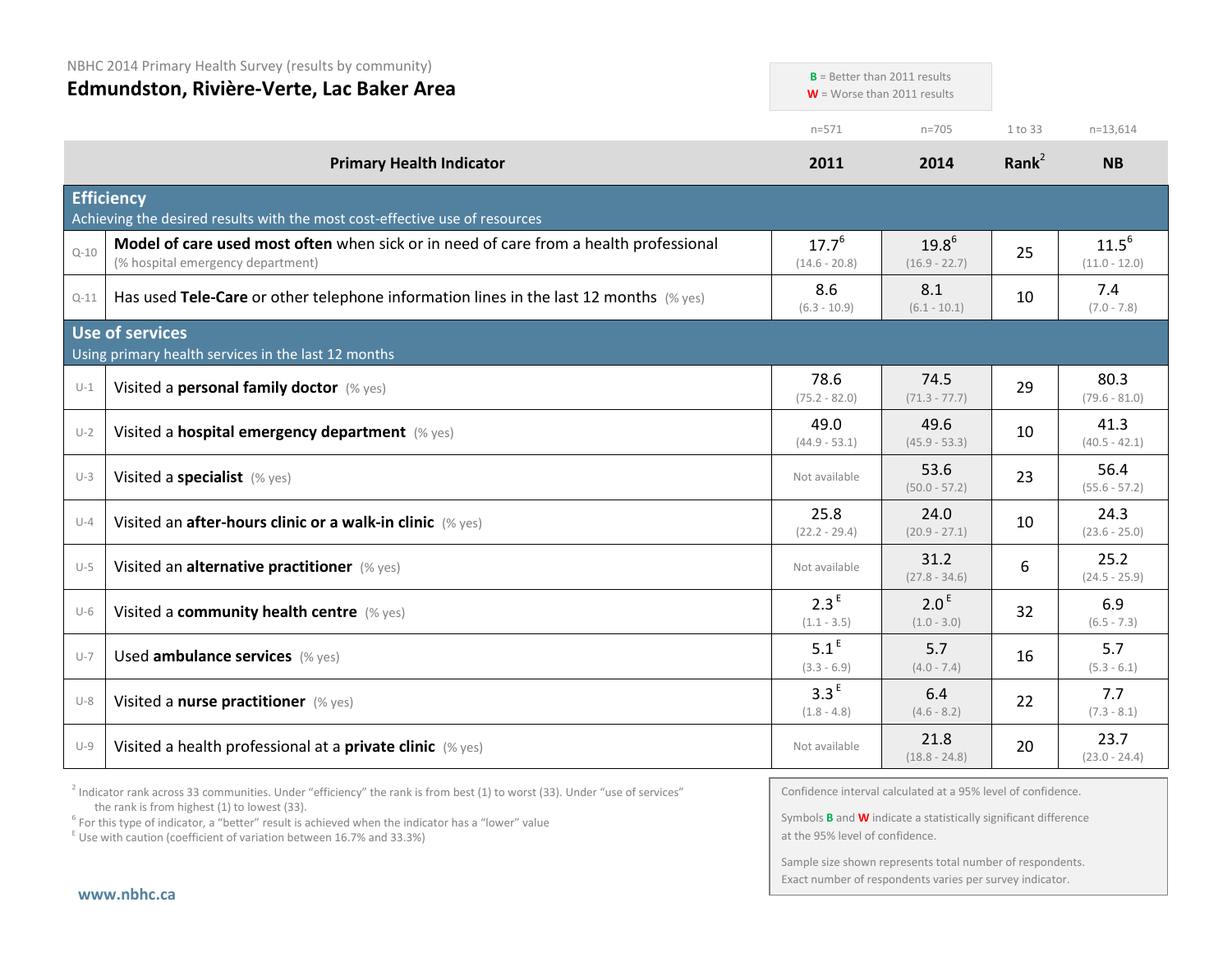NBHC 2014 Primary Health Survey (results by community)

# Edmundston, Rivière-Verte, Lac Baker Area

**B** = Better than 2011 results
**W** = Worse than 2011 results

| | Primary Health Indicator | 2011 (n=571) | 2014 (n=705) | Rank[2] (1 to 33) | NB (n=13,614) |
|---|---|---|---|---|---|
| | **Efficiency** Achieving the desired results with the most cost-effective use of resources | | | | |
| Q-10 | **Model of care used most often** when sick or in need of care from a health professional (% hospital emergency department) | 17.7[6] (14.6 - 20.8) | 19.8[6] (16.9 - 22.7) | 25 | 11.5[6] (11.0 - 12.0) |
| Q-11 | Has used **Tele-Care** or other telephone information lines in the last 12 months (% yes) | 8.6 (6.3 - 10.9) | 8.1 (6.1 - 10.1) | 10 | 7.4 (7.0 - 7.8) |
| | **Use of services** Using primary health services in the last 12 months | | | | |
| U-1 | Visited a **personal family doctor** (% yes) | 78.6 (75.2 - 82.0) | 74.5 (71.3 - 77.7) | 29 | 80.3 (79.6 - 81.0) |
| U-2 | Visited a **hospital emergency department** (% yes) | 49.0 (44.9 - 53.1) | 49.6 (45.9 - 53.3) | 10 | 41.3 (40.5 - 42.1) |
| U-3 | Visited a **specialist** (% yes) | Not available | 53.6 (50.0 - 57.2) | 23 | 56.4 (55.6 - 57.2) |
| U-4 | Visited an **after-hours clinic or a walk-in clinic** (% yes) | 25.8 (22.2 - 29.4) | 24.0 (20.9 - 27.1) | 10 | 24.3 (23.6 - 25.0) |
| U-5 | Visited an **alternative practitioner** (% yes) | Not available | 31.2 (27.8 - 34.6) | 6 | 25.2 (24.5 - 25.9) |
| U-6 | Visited a **community health centre** (% yes) | 2.3[E] (1.1 - 3.5) | 2.0[E] (1.0 - 3.0) | 32 | 6.9 (6.5 - 7.3) |
| U-7 | Used **ambulance services** (% yes) | 5.1[E] (3.3 - 6.9) | 5.7 (4.0 - 7.4) | 16 | 5.7 (5.3 - 6.1) |
| U-8 | Visited a **nurse practitioner** (% yes) | 3.3[E] (1.8 - 4.8) | 6.4 (4.6 - 8.2) | 22 | 7.7 (7.3 - 8.1) |
| U-9 | Visited a health professional at a **private clinic** (% yes) | Not available | 21.8 (18.8 - 24.8) | 20 | 23.7 (23.0 - 24.4) |

[2] Indicator rank across 33 communities. Under "efficiency" the rank is from best (1) to worst (33). Under "use of services" the rank is from highest (1) to lowest (33).

[6] For this type of indicator, a "better" result is achieved when the indicator has a "lower" value

[E] Use with caution (coefficient of variation between 16.7% and 33.3%)

Confidence interval calculated at a 95% level of confidence.

Symbols **B** and **W** indicate a statistically significant difference at the 95% level of confidence.

Sample size shown represents total number of respondents. Exact number of respondents varies per survey indicator.

www.nbhc.ca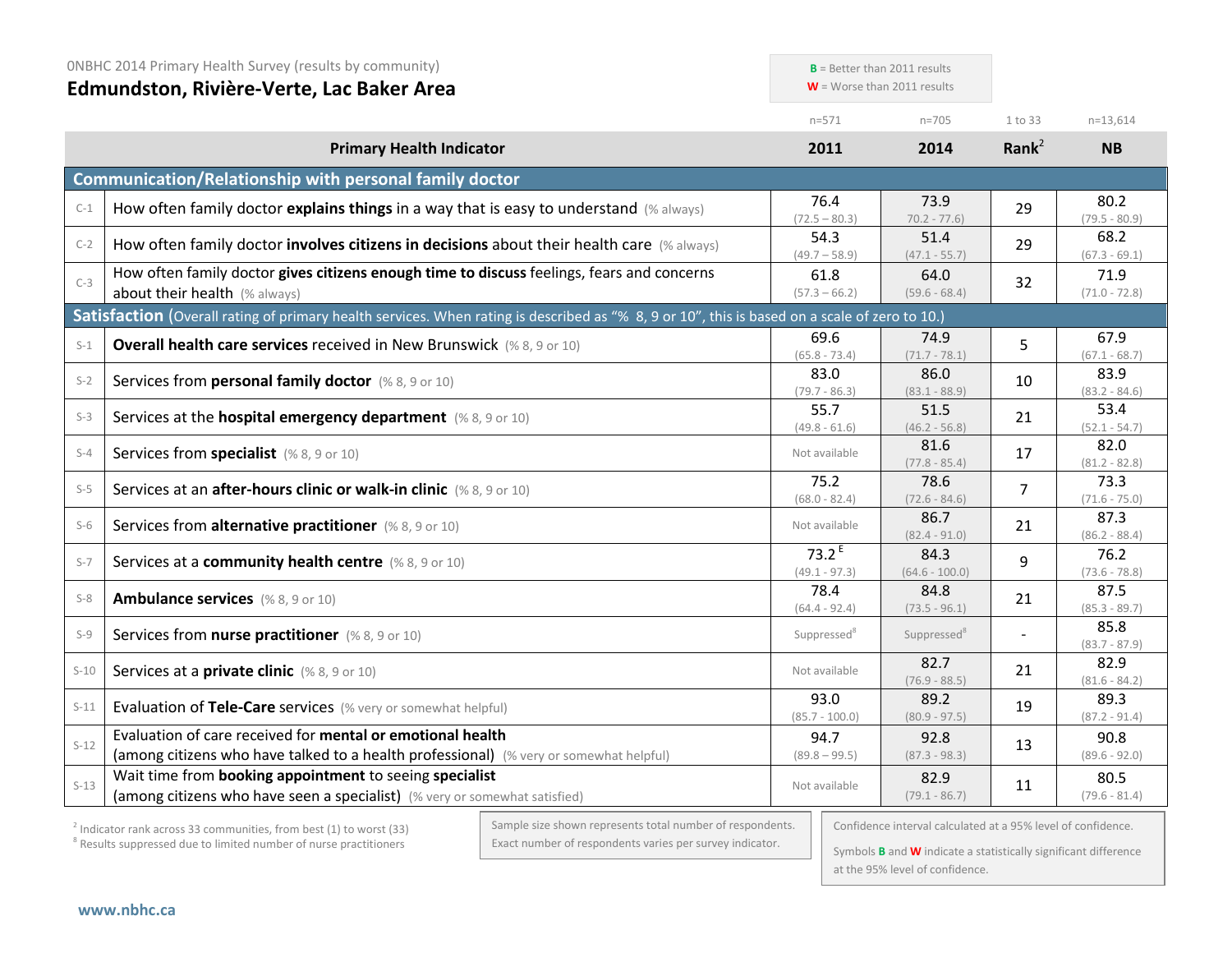0NBHC 2014 Primary Health Survey (results by community)

# Edmundston, Rivière-Verte, Lac Baker Area

**B** = Better than 2011 results
**W** = Worse than 2011 results

| | Primary Health Indicator | 2011 (n=571) | 2014 (n=705) | Rank[2] (1 to 33) | NB (n=13,614) |
|---|---|---|---|---|---|
| | **Communication/Relationship with personal family doctor** | | | | |
| C-1 | How often family doctor **explains things** in a way that is easy to understand (% always) | 76.4 (72.5 – 80.3) | 73.9 (70.2 - 77.6) | 29 | 80.2 (79.5 - 80.9) |
| C-2 | How often family doctor **involves citizens in decisions** about their health care (% always) | 54.3 (49.7 – 58.9) | 51.4 (47.1 - 55.7) | 29 | 68.2 (67.3 - 69.1) |
| C-3 | How often family doctor **gives citizens enough time to discuss** feelings, fears and concerns about their health (% always) | 61.8 (57.3 – 66.2) | 64.0 (59.6 - 68.4) | 32 | 71.9 (71.0 - 72.8) |
| | **Satisfaction** (Overall rating of primary health services. When rating is described as "% 8, 9 or 10", this is based on a scale of zero to 10.) | | | | |
| S-1 | **Overall health care services** received in New Brunswick (% 8, 9 or 10) | 69.6 (65.8 - 73.4) | 74.9 (71.7 - 78.1) | 5 | 67.9 (67.1 - 68.7) |
| S-2 | Services from **personal family doctor** (% 8, 9 or 10) | 83.0 (79.7 - 86.3) | 86.0 (83.1 - 88.9) | 10 | 83.9 (83.2 - 84.6) |
| S-3 | Services at the **hospital emergency department** (% 8, 9 or 10) | 55.7 (49.8 - 61.6) | 51.5 (46.2 - 56.8) | 21 | 53.4 (52.1 - 54.7) |
| S-4 | Services from **specialist** (% 8, 9 or 10) | Not available | 81.6 (77.8 - 85.4) | 17 | 82.0 (81.2 - 82.8) |
| S-5 | Services at an **after-hours clinic or walk-in clinic** (% 8, 9 or 10) | 75.2 (68.0 - 82.4) | 78.6 (72.6 - 84.6) | 7 | 73.3 (71.6 - 75.0) |
| S-6 | Services from **alternative practitioner** (% 8, 9 or 10) | Not available | 86.7 (82.4 - 91.0) | 21 | 87.3 (86.2 - 88.4) |
| S-7 | Services at a **community health centre** (% 8, 9 or 10) | 73.2[E] (49.1 - 97.3) | 84.3 (64.6 - 100.0) | 9 | 76.2 (73.6 - 78.8) |
| S-8 | **Ambulance services** (% 8, 9 or 10) | 78.4 (64.4 - 92.4) | 84.8 (73.5 - 96.1) | 21 | 87.5 (85.3 - 89.7) |
| S-9 | Services from **nurse practitioner** (% 8, 9 or 10) | Suppressed[8] | Suppressed[8] | - | 85.8 (83.7 - 87.9) |
| S-10 | Services at a **private clinic** (% 8, 9 or 10) | Not available | 82.7 (76.9 - 88.5) | 21 | 82.9 (81.6 - 84.2) |
| S-11 | Evaluation of **Tele-Care** services (% very or somewhat helpful) | 93.0 (85.7 - 100.0) | 89.2 (80.9 - 97.5) | 19 | 89.3 (87.2 - 91.4) |
| S-12 | Evaluation of care received for **mental or emotional health** (among citizens who have talked to a health professional) (% very or somewhat helpful) | 94.7 (89.8 – 99.5) | 92.8 (87.3 - 98.3) | 13 | 90.8 (89.6 - 92.0) |
| S-13 | Wait time from **booking appointment** to seeing **specialist** (among citizens who have seen a specialist) (% very or somewhat satisfied) | Not available | 82.9 (79.1 - 86.7) | 11 | 80.5 (79.6 - 81.4) |

[2] Indicator rank across 33 communities, from best (1) to worst (33)
[8] Results suppressed due to limited number of nurse practitioners

Sample size shown represents total number of respondents. Exact number of respondents varies per survey indicator.

Confidence interval calculated at a 95% level of confidence.

Symbols **B** and **W** indicate a statistically significant difference at the 95% level of confidence.

www.nbhc.ca